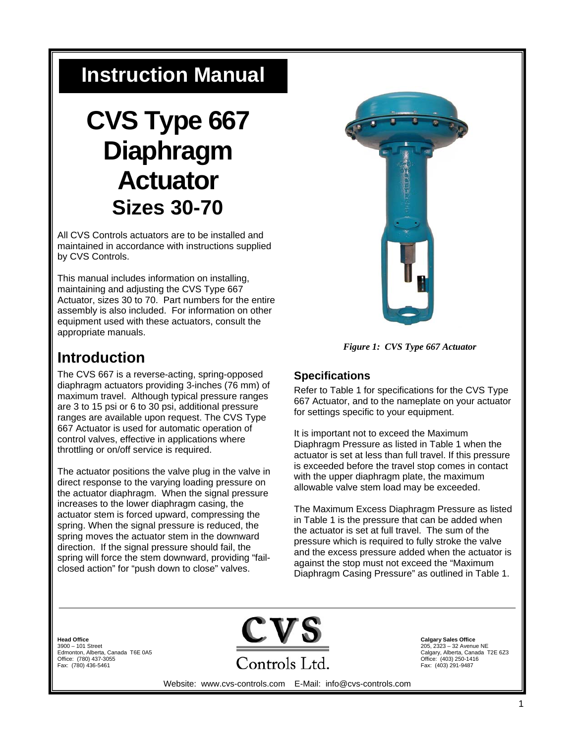# Instruction Manual

# CVS Type 667 Diaphragm Actuator

## Sizes 30-70

All CVS Controls actuators are to be installed and maintained in accordance with instructions supplied by CVS Controls.

This manual includes information on installing, maintaining and adjusting the CVS Type 667 Actuator, sizes 30 to 70. Part numbers for the entire assembly is also included. For information on other equipment used with these actuators, consult the appropriate manuals.

*Figure 1: CVS Type 667 Actuator*

## Introduction

The CVS 667 is a reverse-acting, spring-opposed diaphragm actuators providing 3-inches (76 mm) of maximum travel. Although typical pressure ranges are 3 to 15 psi or 6 to 30 psi, additional pressure ranges are available upon request. The CVS Type 667 Actuator is used for automatic operation of control valves, effective in applications where throttling or on/off service is required.

The actuator positions the valve plug in the valve in direct response to the varying loading pressure on the actuator diaphragm. When the signal pressure increases to the lower diaphragm casing, the actuator stem is forced upward, compressing the spring. When the signal pressure is reduced, the spring moves the actuator stem in the downward direction. If the signal pressure should fail, the spring will force the stem downward, providing "fail-closed action" for "push down to close" valves.

### Specifications

Refer to Table 1 for specifications for the CVS Type 667 Actuator, and to the nameplate on your actuator for settings specific to your equipment.

It is important not to exceed the Maximum Diaphragm Pressure as listed in Table 1 when the actuator is set at less than full travel. If this pressure is exceeded before the travel stop comes in contact with the upper diaphragm plate, the maximum allowable valve stem load may be exceeded.

The Maximum Excess Diaphragm Pressure as listed in Table 1 is the pressure that can be added when the actuator is set at full travel. The sum of the pressure which is required to fully stroke the valve and the excess pressure added when the actuator is against the stop must not exceed the "Maximum Diaphragm Casing Pressure" as outlined in Table 1.

**Head Office**
3900 – 101 Street
Edmonton, Alberta, Canada T6E 0A5
Office: (780) 437-3055
Fax: (780) 436-5461

CVS Controls Ltd.

**Calgary Sales Office**
205, 2323 – 32 Avenue NE
Calgary, Alberta, Canada T2E 6Z3
Office: (403) 250-1416
Fax: (403) 291-9487

Website: www.cvs-controls.com E-Mail: info@cvs-controls.com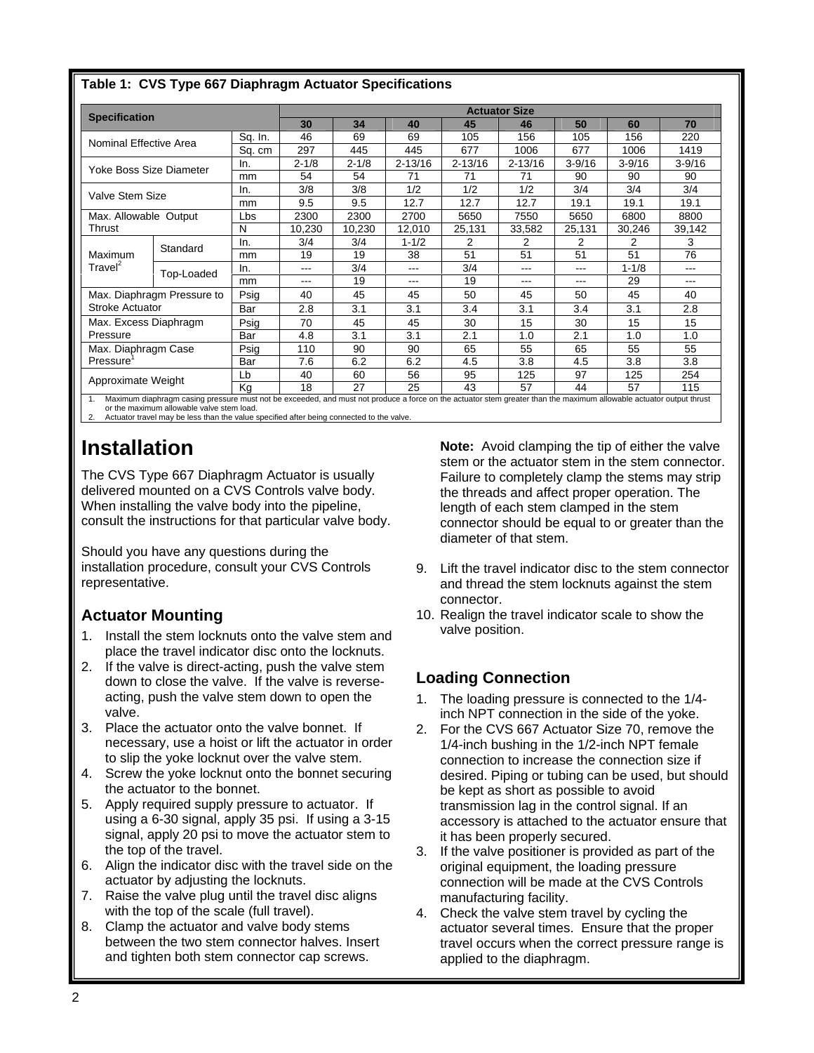**Table 1: CVS Type 667 Diaphragm Actuator Specifications**

| Specification | | | Actuator Size | | | | | | | |
|---|---|---|---|---|---|---|---|---|---|---|
| | | | 30 | 34 | 40 | 45 | 46 | 50 | 60 | 70 |
| Nominal Effective Area | | Sq. In. | 46 | 69 | 69 | 105 | 156 | 105 | 156 | 220 |
| | | Sq. cm | 297 | 445 | 445 | 677 | 1006 | 677 | 1006 | 1419 |
| Yoke Boss Size Diameter | | In. | 2-1/8 | 2-1/8 | 2-13/16 | 2-13/16 | 2-13/16 | 3-9/16 | 3-9/16 | 3-9/16 |
| | | mm | 54 | 54 | 71 | 71 | 71 | 90 | 90 | 90 |
| Valve Stem Size | | In. | 3/8 | 3/8 | 1/2 | 1/2 | 1/2 | 3/4 | 3/4 | 3/4 |
| | | mm | 9.5 | 9.5 | 12.7 | 12.7 | 12.7 | 19.1 | 19.1 | 19.1 |
| Max. Allowable Output Thrust | | Lbs | 2300 | 2300 | 2700 | 5650 | 7550 | 5650 | 6800 | 8800 |
| | | N | 10,230 | 10,230 | 12,010 | 25,131 | 33,582 | 25,131 | 30,246 | 39,142 |
| Maximum Travel[2] | Standard | In. | 3/4 | 3/4 | 1-1/2 | 2 | 2 | 2 | 2 | 3 |
| | | mm | 19 | 19 | 38 | 51 | 51 | 51 | 51 | 76 |
| | Top-Loaded | In. | --- | 3/4 | --- | 3/4 | --- | --- | 1-1/8 | --- |
| | | mm | --- | 19 | --- | 19 | --- | --- | 29 | --- |
| Max. Diaphragm Pressure to Stroke Actuator | | Psig | 40 | 45 | 45 | 50 | 45 | 50 | 45 | 40 |
| | | Bar | 2.8 | 3.1 | 3.1 | 3.4 | 3.1 | 3.4 | 3.1 | 2.8 |
| Max. Excess Diaphragm Pressure | | Psig | 70 | 45 | 45 | 30 | 15 | 30 | 15 | 15 |
| | | Bar | 4.8 | 3.1 | 3.1 | 2.1 | 1.0 | 2.1 | 1.0 | 1.0 |
| Max. Diaphragm Case Pressure[1] | | Psig | 110 | 90 | 90 | 65 | 55 | 65 | 55 | 55 |
| | | Bar | 7.6 | 6.2 | 6.2 | 4.5 | 3.8 | 4.5 | 3.8 | 3.8 |
| Approximate Weight | | Lb | 40 | 60 | 56 | 95 | 125 | 97 | 125 | 254 |
| | | Kg | 18 | 27 | 25 | 43 | 57 | 44 | 57 | 115 |

1. Maximum diaphragm casing pressure must not be exceeded, and must not produce a force on the actuator stem greater than the maximum allowable actuator output thrust or the maximum allowable valve stem load.
2. Actuator travel may be less than the value specified after being connected to the valve.

# Installation

The CVS Type 667 Diaphragm Actuator is usually delivered mounted on a CVS Controls valve body. When installing the valve body into the pipeline, consult the instructions for that particular valve body.

Should you have any questions during the installation procedure, consult your CVS Controls representative.

## Actuator Mounting

1. Install the stem locknuts onto the valve stem and place the travel indicator disc onto the locknuts.
2. If the valve is direct-acting, push the valve stem down to close the valve. If the valve is reverse-acting, push the valve stem down to open the valve.
3. Place the actuator onto the valve bonnet. If necessary, use a hoist or lift the actuator in order to slip the yoke locknut over the valve stem.
4. Screw the yoke locknut onto the bonnet securing the actuator to the bonnet.
5. Apply required supply pressure to actuator. If using a 6-30 signal, apply 35 psi. If using a 3-15 signal, apply 20 psi to move the actuator stem to the top of the travel.
6. Align the indicator disc with the travel side on the actuator by adjusting the locknuts.
7. Raise the valve plug until the travel disc aligns with the top of the scale (full travel).
8. Clamp the actuator and valve body stems between the two stem connector halves. Insert and tighten both stem connector cap screws.

   **Note:** Avoid clamping the tip of either the valve stem or the actuator stem in the stem connector. Failure to completely clamp the stems may strip the threads and affect proper operation. The length of each stem clamped in the stem connector should be equal to or greater than the diameter of that stem.

9. Lift the travel indicator disc to the stem connector and thread the stem locknuts against the stem connector.
10. Realign the travel indicator scale to show the valve position.

## Loading Connection

1. The loading pressure is connected to the 1/4-inch NPT connection in the side of the yoke.
2. For the CVS 667 Actuator Size 70, remove the 1/4-inch bushing in the 1/2-inch NPT female connection to increase the connection size if desired. Piping or tubing can be used, but should be kept as short as possible to avoid transmission lag in the control signal. If an accessory is attached to the actuator ensure that it has been properly secured.
3. If the valve positioner is provided as part of the original equipment, the loading pressure connection will be made at the CVS Controls manufacturing facility.
4. Check the valve stem travel by cycling the actuator several times. Ensure that the proper travel occurs when the correct pressure range is applied to the diaphragm.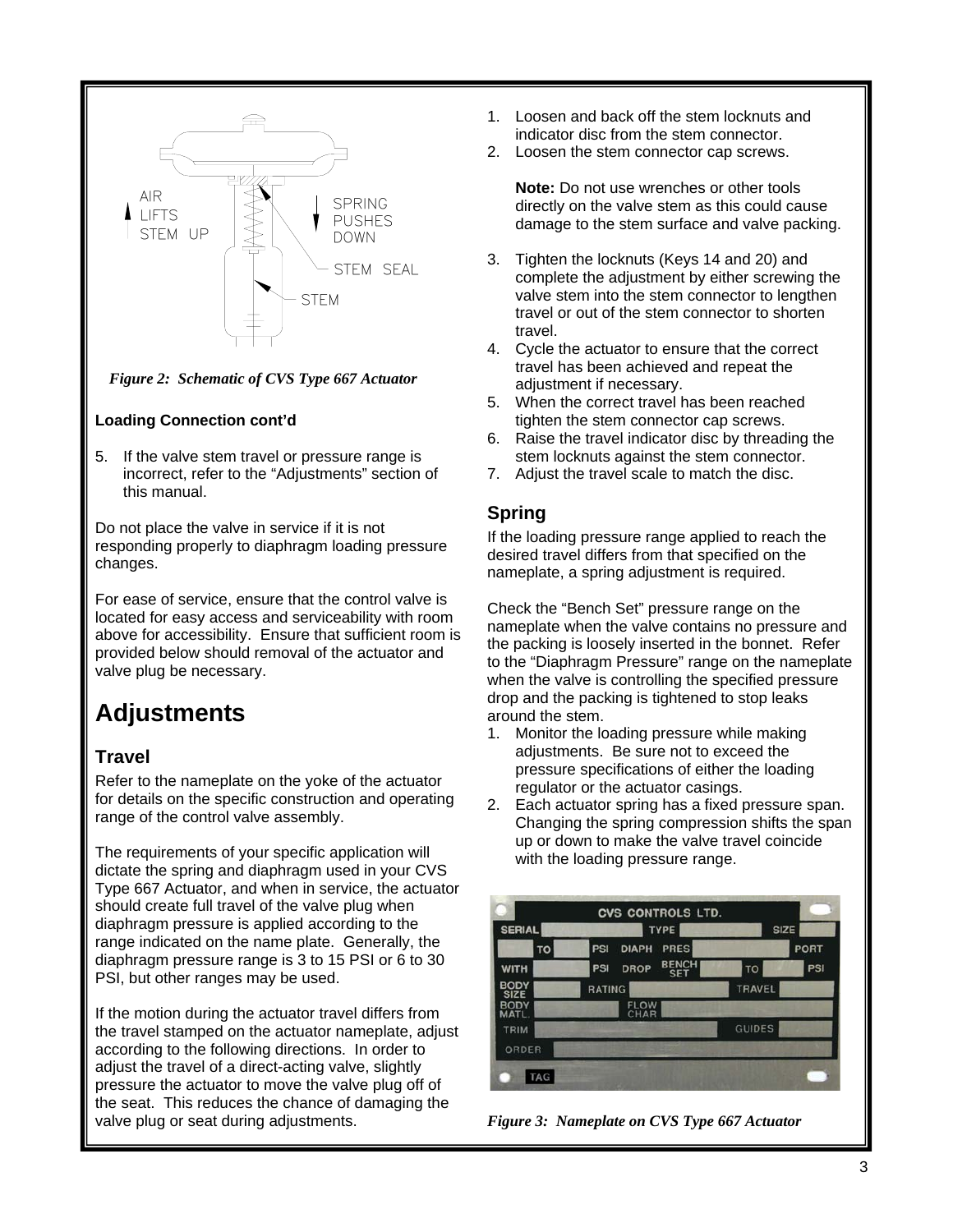Figure 2: Schematic of CVS Type 667 Actuator

**Loading Connection cont'd**

5. If the valve stem travel or pressure range is incorrect, refer to the "Adjustments" section of this manual.

Do not place the valve in service if it is not responding properly to diaphragm loading pressure changes.

For ease of service, ensure that the control valve is located for easy access and serviceability with room above for accessibility. Ensure that sufficient room is provided below should removal of the actuator and valve plug be necessary.

# Adjustments

## Travel

Refer to the nameplate on the yoke of the actuator for details on the specific construction and operating range of the control valve assembly.

The requirements of your specific application will dictate the spring and diaphragm used in your CVS Type 667 Actuator, and when in service, the actuator should create full travel of the valve plug when diaphragm pressure is applied according to the range indicated on the name plate. Generally, the diaphragm pressure range is 3 to 15 PSI or 6 to 30 PSI, but other ranges may be used.

If the motion during the actuator travel differs from the travel stamped on the actuator nameplate, adjust according to the following directions. In order to adjust the travel of a direct-acting valve, slightly pressure the actuator to move the valve plug off of the seat. This reduces the chance of damaging the valve plug or seat during adjustments.

1. Loosen and back off the stem locknuts and indicator disc from the stem connector.
2. Loosen the stem connector cap screws.

   **Note:** Do not use wrenches or other tools directly on the valve stem as this could cause damage to the stem surface and valve packing.

3. Tighten the locknuts (Keys 14 and 20) and complete the adjustment by either screwing the valve stem into the stem connector to lengthen travel or out of the stem connector to shorten travel.
4. Cycle the actuator to ensure that the correct travel has been achieved and repeat the adjustment if necessary.
5. When the correct travel has been reached tighten the stem connector cap screws.
6. Raise the travel indicator disc by threading the stem locknuts against the stem connector.
7. Adjust the travel scale to match the disc.

## Spring

If the loading pressure range applied to reach the desired travel differs from that specified on the nameplate, a spring adjustment is required.

Check the "Bench Set" pressure range on the nameplate when the valve contains no pressure and the packing is loosely inserted in the bonnet. Refer to the "Diaphragm Pressure" range on the nameplate when the valve is controlling the specified pressure drop and the packing is tightened to stop leaks around the stem.

1. Monitor the loading pressure while making adjustments. Be sure not to exceed the pressure specifications of either the loading regulator or the actuator casings.
2. Each actuator spring has a fixed pressure span. Changing the spring compression shifts the span up or down to make the valve travel coincide with the loading pressure range.

Figure 3: Nameplate on CVS Type 667 Actuator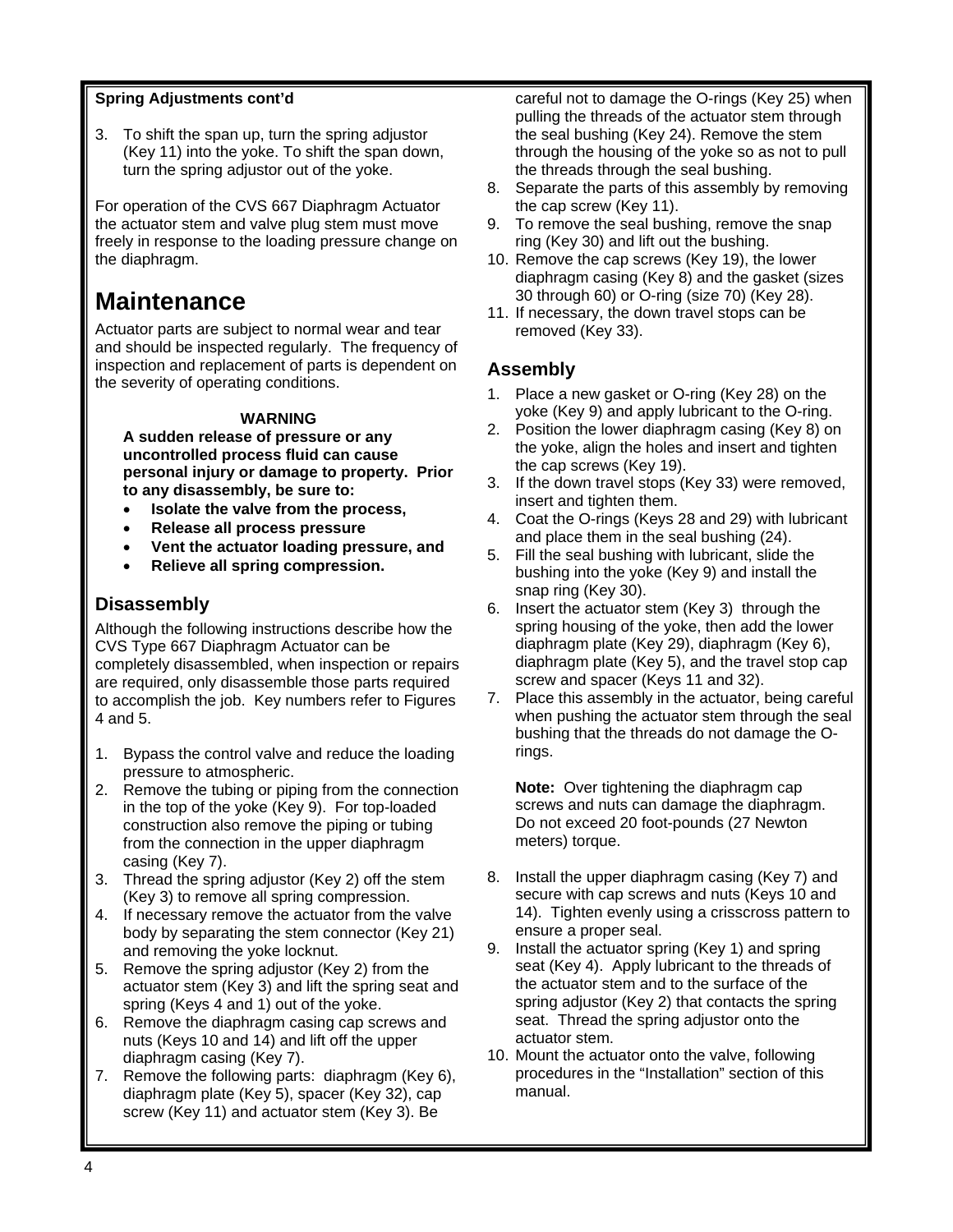**Spring Adjustments cont'd**

3. To shift the span up, turn the spring adjustor (Key 11) into the yoke. To shift the span down, turn the spring adjustor out of the yoke.

For operation of the CVS 667 Diaphragm Actuator the actuator stem and valve plug stem must move freely in response to the loading pressure change on the diaphragm.

# Maintenance

Actuator parts are subject to normal wear and tear and should be inspected regularly. The frequency of inspection and replacement of parts is dependent on the severity of operating conditions.

**WARNING**

**A sudden release of pressure or any uncontrolled process fluid can cause personal injury or damage to property. Prior to any disassembly, be sure to:**

- **Isolate the valve from the process,**
- **Release all process pressure**
- **Vent the actuator loading pressure, and**
- **Relieve all spring compression.**

## Disassembly

Although the following instructions describe how the CVS Type 667 Diaphragm Actuator can be completely disassembled, when inspection or repairs are required, only disassemble those parts required to accomplish the job. Key numbers refer to Figures 4 and 5.

1. Bypass the control valve and reduce the loading pressure to atmospheric.
2. Remove the tubing or piping from the connection in the top of the yoke (Key 9). For top-loaded construction also remove the piping or tubing from the connection in the upper diaphragm casing (Key 7).
3. Thread the spring adjustor (Key 2) off the stem (Key 3) to remove all spring compression.
4. If necessary remove the actuator from the valve body by separating the stem connector (Key 21) and removing the yoke locknut.
5. Remove the spring adjustor (Key 2) from the actuator stem (Key 3) and lift the spring seat and spring (Keys 4 and 1) out of the yoke.
6. Remove the diaphragm casing cap screws and nuts (Keys 10 and 14) and lift off the upper diaphragm casing (Key 7).
7. Remove the following parts: diaphragm (Key 6), diaphragm plate (Key 5), spacer (Key 32), cap screw (Key 11) and actuator stem (Key 3). Be careful not to damage the O-rings (Key 25) when pulling the threads of the actuator stem through the seal bushing (Key 24). Remove the stem through the housing of the yoke so as not to pull the threads through the seal bushing.
8. Separate the parts of this assembly by removing the cap screw (Key 11).
9. To remove the seal bushing, remove the snap ring (Key 30) and lift out the bushing.
10. Remove the cap screws (Key 19), the lower diaphragm casing (Key 8) and the gasket (sizes 30 through 60) or O-ring (size 70) (Key 28).
11. If necessary, the down travel stops can be removed (Key 33).

## Assembly

1. Place a new gasket or O-ring (Key 28) on the yoke (Key 9) and apply lubricant to the O-ring.
2. Position the lower diaphragm casing (Key 8) on the yoke, align the holes and insert and tighten the cap screws (Key 19).
3. If the down travel stops (Key 33) were removed, insert and tighten them.
4. Coat the O-rings (Keys 28 and 29) with lubricant and place them in the seal bushing (24).
5. Fill the seal bushing with lubricant, slide the bushing into the yoke (Key 9) and install the snap ring (Key 30).
6. Insert the actuator stem (Key 3) through the spring housing of the yoke, then add the lower diaphragm plate (Key 29), diaphragm (Key 6), diaphragm plate (Key 5), and the travel stop cap screw and spacer (Keys 11 and 32).
7. Place this assembly in the actuator, being careful when pushing the actuator stem through the seal bushing that the threads do not damage the O-rings.

   **Note:** Over tightening the diaphragm cap screws and nuts can damage the diaphragm. Do not exceed 20 foot-pounds (27 Newton meters) torque.

8. Install the upper diaphragm casing (Key 7) and secure with cap screws and nuts (Keys 10 and 14). Tighten evenly using a crisscross pattern to ensure a proper seal.
9. Install the actuator spring (Key 1) and spring seat (Key 4). Apply lubricant to the threads of the actuator stem and to the surface of the spring adjustor (Key 2) that contacts the spring seat. Thread the spring adjustor onto the actuator stem.
10. Mount the actuator onto the valve, following procedures in the "Installation" section of this manual.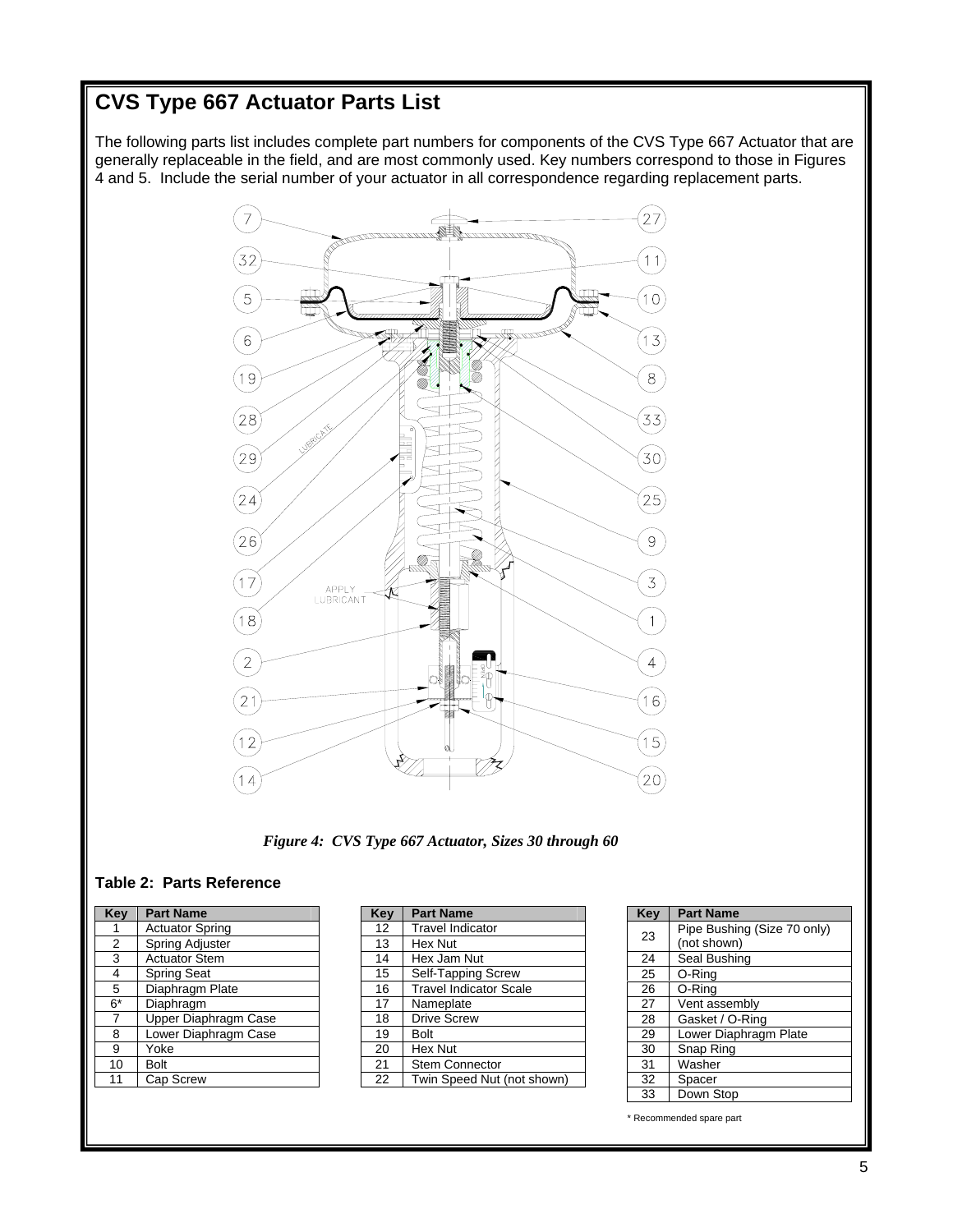# CVS Type 667 Actuator Parts List

The following parts list includes complete part numbers for components of the CVS Type 667 Actuator that are generally replaceable in the field, and are most commonly used. Key numbers correspond to those in Figures 4 and 5. Include the serial number of your actuator in all correspondence regarding replacement parts.

*Figure 4: CVS Type 667 Actuator, Sizes 30 through 60*

### Table 2: Parts Reference

| Key | Part Name |
|---|---|
| 1 | Actuator Spring |
| 2 | Spring Adjuster |
| 3 | Actuator Stem |
| 4 | Spring Seat |
| 5 | Diaphragm Plate |
| 6* | Diaphragm |
| 7 | Upper Diaphragm Case |
| 8 | Lower Diaphragm Case |
| 9 | Yoke |
| 10 | Bolt |
| 11 | Cap Screw |
| 12 | Travel Indicator |
| 13 | Hex Nut |
| 14 | Hex Jam Nut |
| 15 | Self-Tapping Screw |
| 16 | Travel Indicator Scale |
| 17 | Nameplate |
| 18 | Drive Screw |
| 19 | Bolt |
| 20 | Hex Nut |
| 21 | Stem Connector |
| 22 | Twin Speed Nut (not shown) |
| 23 | Pipe Bushing (Size 70 only) (not shown) |
| 24 | Seal Bushing |
| 25 | O-Ring |
| 26 | O-Ring |
| 27 | Vent assembly |
| 28 | Gasket / O-Ring |
| 29 | Lower Diaphragm Plate |
| 30 | Snap Ring |
| 31 | Washer |
| 32 | Spacer |
| 33 | Down Stop |

* Recommended spare part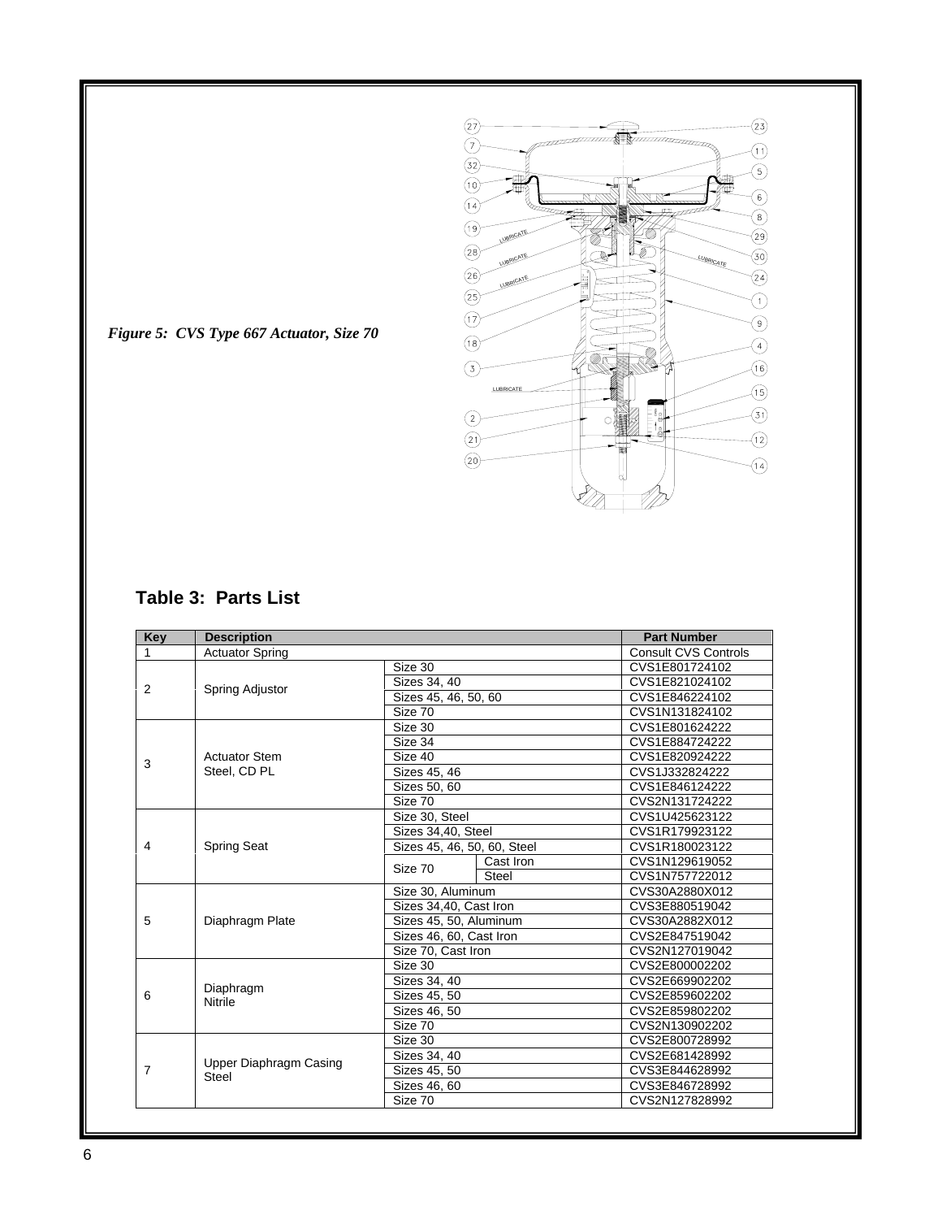*Figure 5: CVS Type 667 Actuator, Size 70*

## Table 3: Parts List

| Key | Description | | | Part Number |
|---|---|---|---|---|
| 1 | Actuator Spring | | | Consult CVS Controls |
| 2 | Spring Adjustor | Size 30 | | CVS1E801724102 |
| | | Sizes 34, 40 | | CVS1E821024102 |
| | | Sizes 45, 46, 50, 60 | | CVS1E846224102 |
| | | Size 70 | | CVS1N131824102 |
| 3 | Actuator Stem Steel, CD PL | Size 30 | | CVS1E801624222 |
| | | Size 34 | | CVS1E884724222 |
| | | Size 40 | | CVS1E820924222 |
| | | Sizes 45, 46 | | CVS1J332824222 |
| | | Sizes 50, 60 | | CVS1E846124222 |
| | | Size 70 | | CVS2N131724222 |
| 4 | Spring Seat | Size 30, Steel | | CVS1U425623122 |
| | | Sizes 34,40, Steel | | CVS1R179923122 |
| | | Sizes 45, 46, 50, 60, Steel | | CVS1R180023122 |
| | | Size 70 | Cast Iron | CVS1N129619052 |
| | | | Steel | CVS1N757722012 |
| 5 | Diaphragm Plate | Size 30, Aluminum | | CVS30A2880X012 |
| | | Sizes 34,40, Cast Iron | | CVS3E880519042 |
| | | Sizes 45, 50, Aluminum | | CVS30A2882X012 |
| | | Sizes 46, 60, Cast Iron | | CVS2E847519042 |
| | | Size 70, Cast Iron | | CVS2N127019042 |
| 6 | Diaphragm Nitrile | Size 30 | | CVS2E800002202 |
| | | Sizes 34, 40 | | CVS2E669902202 |
| | | Sizes 45, 50 | | CVS2E859602202 |
| | | Sizes 46, 50 | | CVS2E859802202 |
| | | Size 70 | | CVS2N130902202 |
| 7 | Upper Diaphragm Casing Steel | Size 30 | | CVS2E800728992 |
| | | Sizes 34, 40 | | CVS2E681428992 |
| | | Sizes 45, 50 | | CVS3E844628992 |
| | | Sizes 46, 60 | | CVS3E846728992 |
| | | Size 70 | | CVS2N127828992 |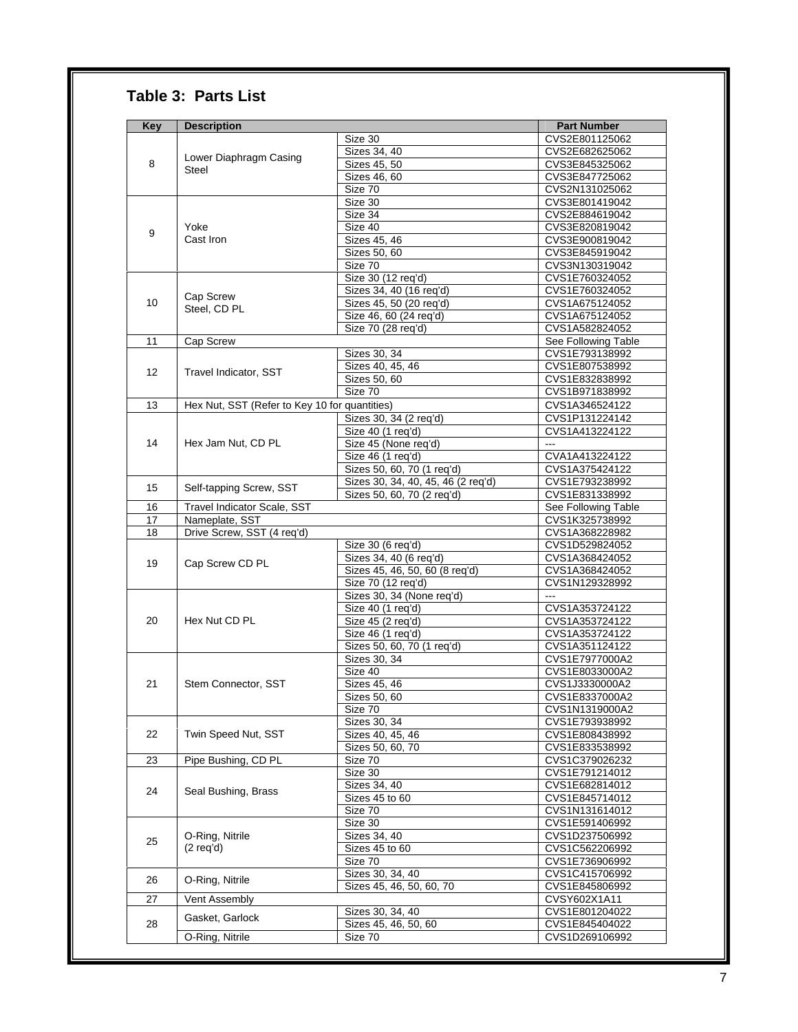## Table 3:  Parts List

| Key | Description | | Part Number |
|---|---|---|---|
| 8 | Lower Diaphragm Casing Steel | Size 30 | CVS2E801125062 |
| | | Sizes 34, 40 | CVS2E682625062 |
| | | Sizes 45, 50 | CVS3E845325062 |
| | | Sizes 46, 60 | CVS3E847725062 |
| | | Size 70 | CVS2N131025062 |
| 9 | Yoke Cast Iron | Size 30 | CVS3E801419042 |
| | | Size 34 | CVS2E884619042 |
| | | Size 40 | CVS3E820819042 |
| | | Sizes 45, 46 | CVS3E900819042 |
| | | Sizes 50, 60 | CVS3E845919042 |
| | | Size 70 | CVS3N130319042 |
| 10 | Cap Screw Steel, CD PL | Size 30 (12 req'd) | CVS1E760324052 |
| | | Sizes 34, 40 (16 req'd) | CVS1E760324052 |
| | | Sizes 45, 50 (20 req'd) | CVS1A675124052 |
| | | Size 46, 60 (24 req'd) | CVS1A675124052 |
| | | Size 70 (28 req'd) | CVS1A582824052 |
| 11 | Cap Screw | | See Following Table |
| 12 | Travel Indicator, SST | Sizes 30, 34 | CVS1E793138992 |
| | | Sizes 40, 45, 46 | CVS1E807538992 |
| | | Sizes 50, 60 | CVS1E832838992 |
| | | Size 70 | CVS1B971838992 |
| 13 | Hex Nut, SST (Refer to Key 10 for quantities) | | CVS1A346524122 |
| 14 | Hex Jam Nut, CD PL | Sizes 30, 34 (2 req'd) | CVS1P131224142 |
| | | Size 40 (1 req'd) | CVS1A413224122 |
| | | Size 45 (None req'd) | --- |
| | | Size 46 (1 req'd) | CVA1A413224122 |
| | | Sizes 50, 60, 70 (1 req'd) | CVS1A375424122 |
| 15 | Self-tapping Screw, SST | Sizes 30, 34, 40, 45, 46 (2 req'd) | CVS1E793238992 |
| | | Sizes 50, 60, 70 (2 req'd) | CVS1E831338992 |
| 16 | Travel Indicator Scale, SST | | See Following Table |
| 17 | Nameplate, SST | | CVS1K325738992 |
| 18 | Drive Screw, SST (4 req'd) | | CVS1A368228982 |
| 19 | Cap Screw CD PL | Size 30 (6 req'd) | CVS1D529824052 |
| | | Sizes 34, 40 (6 req'd) | CVS1A368424052 |
| | | Sizes 45, 46, 50, 60 (8 req'd) | CVS1A368424052 |
| | | Size 70 (12 req'd) | CVS1N129328992 |
| 20 | Hex Nut CD PL | Sizes 30, 34 (None req'd) | --- |
| | | Size 40 (1 req'd) | CVS1A353724122 |
| | | Size 45 (2 req'd) | CVS1A353724122 |
| | | Size 46 (1 req'd) | CVS1A353724122 |
| | | Sizes 50, 60, 70 (1 req'd) | CVS1A351124122 |
| 21 | Stem Connector, SST | Sizes 30, 34 | CVS1E7977000A2 |
| | | Size 40 | CVS1E8033000A2 |
| | | Sizes 45, 46 | CVS1J3330000A2 |
| | | Sizes 50, 60 | CVS1E8337000A2 |
| | | Size 70 | CVS1N1319000A2 |
| 22 | Twin Speed Nut, SST | Sizes 30, 34 | CVS1E793938992 |
| | | Sizes 40, 45, 46 | CVS1E808438992 |
| | | Sizes 50, 60, 70 | CVS1E833538992 |
| 23 | Pipe Bushing, CD PL | Size 70 | CVS1C379026232 |
| 24 | Seal Bushing, Brass | Size 30 | CVS1E791214012 |
| | | Sizes 34, 40 | CVS1E682814012 |
| | | Sizes 45 to 60 | CVS1E845714012 |
| | | Size 70 | CVS1N131614012 |
| 25 | O-Ring, Nitrile (2 req'd) | Size 30 | CVS1E591406992 |
| | | Sizes 34, 40 | CVS1D237506992 |
| | | Sizes 45 to 60 | CVS1C562206992 |
| | | Size 70 | CVS1E736906992 |
| 26 | O-Ring, Nitrile | Sizes 30, 34, 40 | CVS1C415706992 |
| | | Sizes 45, 46, 50, 60, 70 | CVS1E845806992 |
| 27 | Vent Assembly | | CVSY602X1A11 |
| 28 | Gasket, Garlock | Sizes 30, 34, 40 | CVS1E801204022 |
| | | Sizes 45, 46, 50, 60 | CVS1E845404022 |
| | O-Ring, Nitrile | Size 70 | CVS1D269106992 |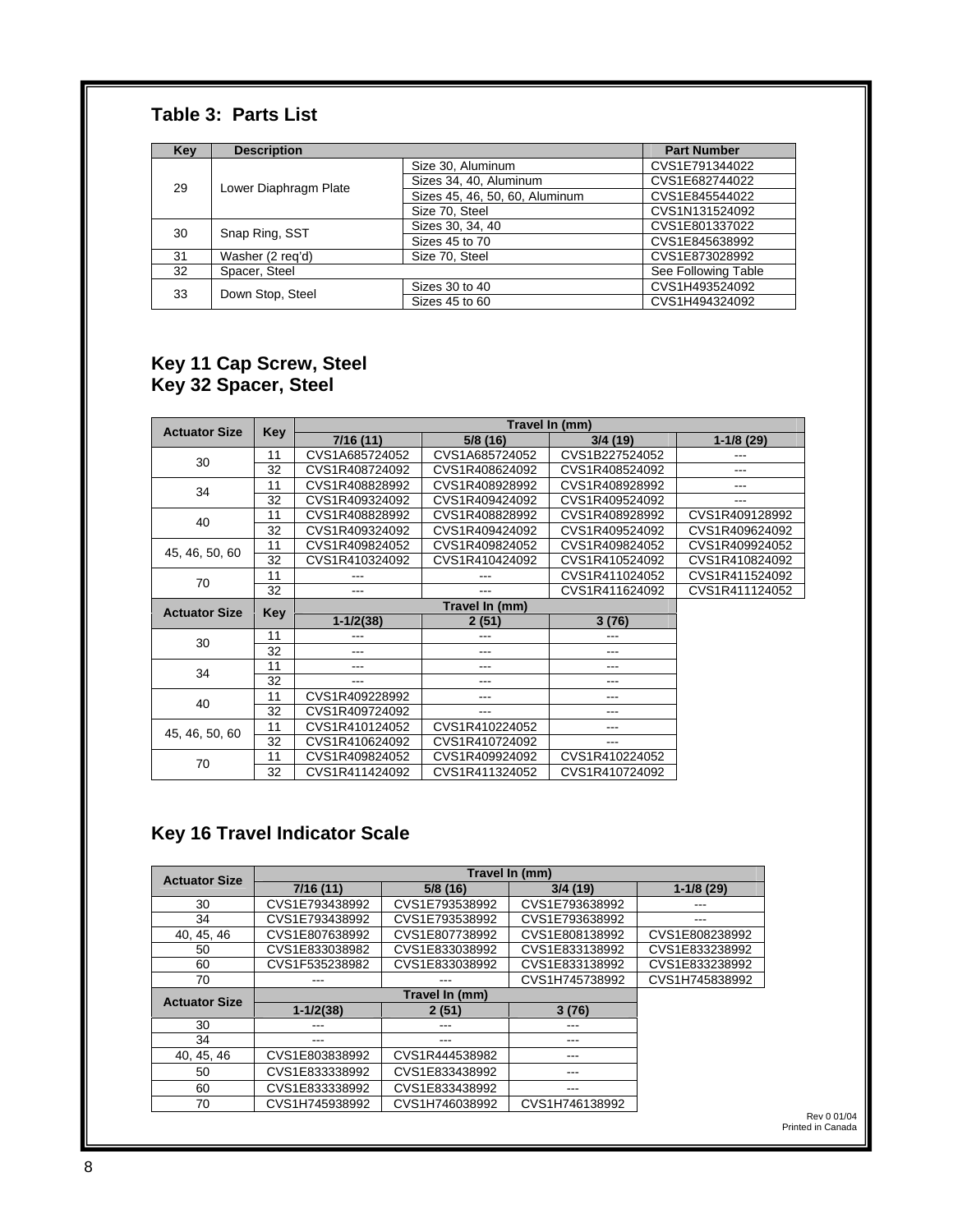## Table 3: Parts List

| Key | Description | | Part Number |
|---|---|---|---|
| 29 | Lower Diaphragm Plate | Size 30, Aluminum | CVS1E791344022 |
| | | Sizes 34, 40, Aluminum | CVS1E682744022 |
| | | Sizes 45, 46, 50, 60, Aluminum | CVS1E845544022 |
| | | Size 70, Steel | CVS1N131524092 |
| 30 | Snap Ring, SST | Sizes 30, 34, 40 | CVS1E801337022 |
| | | Sizes 45 to 70 | CVS1E845638992 |
| 31 | Washer (2 req'd) | Size 70, Steel | CVS1E873028992 |
| 32 | Spacer, Steel | | See Following Table |
| 33 | Down Stop, Steel | Sizes 30 to 40 | CVS1H493524092 |
| | | Sizes 45 to 60 | CVS1H494324092 |

## Key 11 Cap Screw, Steel
## Key 32 Spacer, Steel

| Actuator Size | Key | Travel In (mm) | | | |
|---|---|---|---|---|---|
| | | 7/16 (11) | 5/8 (16) | 3/4 (19) | 1-1/8 (29) |
| 30 | 11 | CVS1A685724052 | CVS1A685724052 | CVS1B227524052 | --- |
| | 32 | CVS1R408724092 | CVS1R408624092 | CVS1R408524092 | --- |
| 34 | 11 | CVS1R408828992 | CVS1R408928992 | CVS1R408928992 | --- |
| | 32 | CVS1R409324092 | CVS1R409424092 | CVS1R409524092 | --- |
| 40 | 11 | CVS1R408828992 | CVS1R408828992 | CVS1R408928992 | CVS1R409128992 |
| | 32 | CVS1R409324092 | CVS1R409424092 | CVS1R409524092 | CVS1R409624092 |
| 45, 46, 50, 60 | 11 | CVS1R409824052 | CVS1R409824052 | CVS1R409824052 | CVS1R409924052 |
| | 32 | CVS1R410324092 | CVS1R410424092 | CVS1R410524092 | CVS1R410824092 |
| 70 | 11 | --- | --- | CVS1R411024052 | CVS1R411524092 |
| | 32 | --- | --- | CVS1R411624092 | CVS1R411124052 |

| Actuator Size | Key | Travel In (mm) | | |
|---|---|---|---|---|
| | | 1-1/2(38) | 2 (51) | 3 (76) |
| 30 | 11 | --- | --- | --- |
| | 32 | --- | --- | --- |
| 34 | 11 | --- | --- | --- |
| | 32 | --- | --- | --- |
| 40 | 11 | CVS1R409228992 | --- | --- |
| | 32 | CVS1R409724092 | --- | --- |
| 45, 46, 50, 60 | 11 | CVS1R410124052 | CVS1R410224052 | --- |
| | 32 | CVS1R410624092 | CVS1R410724092 | --- |
| 70 | 11 | CVS1R409824052 | CVS1R409924092 | CVS1R410224052 |
| | 32 | CVS1R411424092 | CVS1R411324052 | CVS1R410724092 |

## Key 16 Travel Indicator Scale

| Actuator Size | Travel In (mm) | | | |
|---|---|---|---|---|
| | 7/16 (11) | 5/8 (16) | 3/4 (19) | 1-1/8 (29) |
| 30 | CVS1E793438992 | CVS1E793538992 | CVS1E793638992 | --- |
| 34 | CVS1E793438992 | CVS1E793538992 | CVS1E793638992 | --- |
| 40, 45, 46 | CVS1E807638992 | CVS1E807738992 | CVS1E808138992 | CVS1E808238992 |
| 50 | CVS1E833038982 | CVS1E833038992 | CVS1E833138992 | CVS1E833238992 |
| 60 | CVS1F535238982 | CVS1E833038992 | CVS1E833138992 | CVS1E833238992 |
| 70 | --- | --- | CVS1H745738992 | CVS1H745838992 |

| Actuator Size | Travel In (mm) | | |
|---|---|---|---|
| | 1-1/2(38) | 2 (51) | 3 (76) |
| 30 | --- | --- | --- |
| 34 | --- | --- | --- |
| 40, 45, 46 | CVS1E803838992 | CVS1R444538982 | --- |
| 50 | CVS1E833338992 | CVS1E833438992 | --- |
| 60 | CVS1E833338992 | CVS1E833438992 | --- |
| 70 | CVS1H745938992 | CVS1H746038992 | CVS1H746138992 |

Rev 0 01/04
Printed in Canada